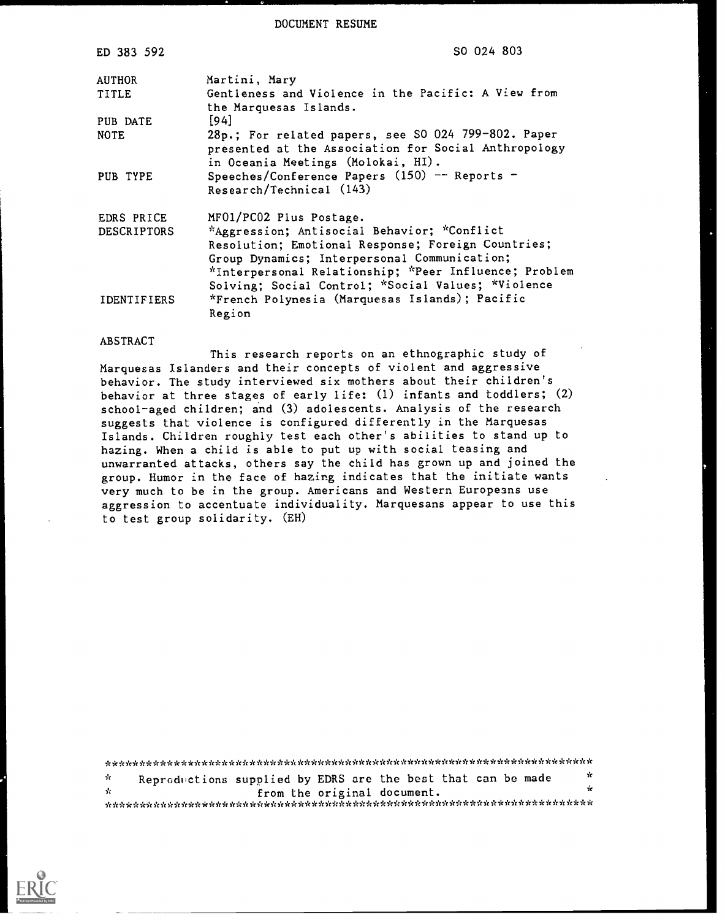# DOCUMENT RESUME

| | |
|---|---|
| ED 383 592 | SO 024 803 |
| AUTHOR | Martini, Mary |
| TITLE | Gentleness and Violence in the Pacific: A View from the Marquesas Islands. |
| PUB DATE | [94] |
| NOTE | 28p.; For related papers, see SO 024 799-802. Paper presented at the Association for Social Anthropology in Oceania Meetings (Molokai, HI). |
| PUB TYPE | Speeches/Conference Papers (150) -- Reports - Research/Technical (143) |
| EDRS PRICE | MF01/PC02 Plus Postage. |
| DESCRIPTORS | *Aggression; Antisocial Behavior; *Conflict Resolution; Emotional Response; Foreign Countries; Group Dynamics; Interpersonal Communication; *Interpersonal Relationship; *Peer Influence; Problem Solving; Social Control; *Social Values; *Violence |
| IDENTIFIERS | *French Polynesia (Marquesas Islands); Pacific Region |

## ABSTRACT

This research reports on an ethnographic study of Marquesas Islanders and their concepts of violent and aggressive behavior. The study interviewed six mothers about their children's behavior at three stages of early life: (1) infants and toddlers; (2) school-aged children; and (3) adolescents. Analysis of the research suggests that violence is configured differently in the Marquesas Islands. Children roughly test each other's abilities to stand up to hazing. When a child is able to put up with social teasing and unwarranted attacks, others say the child has grown up and joined the group. Humor in the face of hazing indicates that the initiate wants very much to be in the group. Americans and Western Europeans use aggression to accentuate individuality. Marquesans appear to use this to test group solidarity. (EH)

***********************************************************************
* Reproductions supplied by EDRS are the best that can be made *
* from the original document. *
***********************************************************************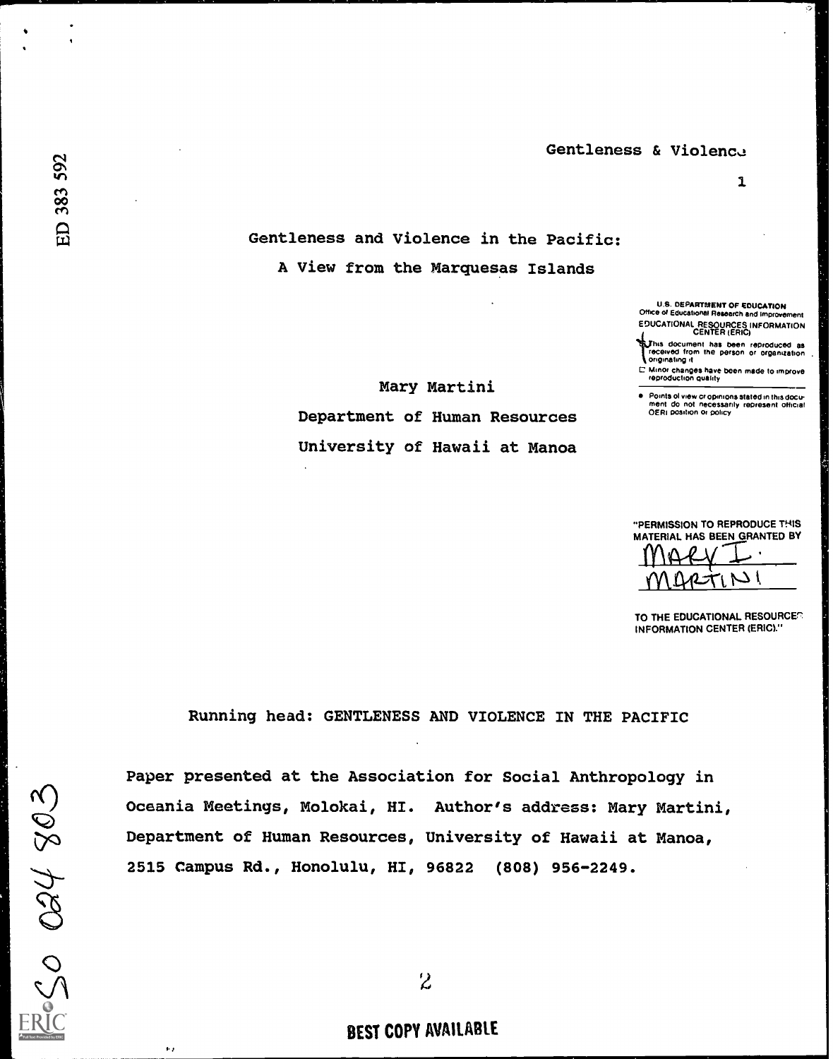ED 383 592

# Gentleness and Violence in the Pacific:

## A View from the Marquesas Islands

Mary Martini

Department of Human Resources

University of Hawaii at Manoa

U.S. DEPARTMENT OF EDUCATION
Office of Educational Research and Improvement
EDUCATIONAL RESOURCES INFORMATION CENTER (ERIC)

- This document has been reproduced as received from the person or organization originating it
- Minor changes have been made to improve reproduction quality
- Points of view or opinions stated in this document do not necessarily represent official OERI position or policy

"PERMISSION TO REPRODUCE THIS MATERIAL HAS BEEN GRANTED BY Mary I. Martini TO THE EDUCATIONAL RESOURCES INFORMATION CENTER (ERIC)."

Running head: GENTLENESS AND VIOLENCE IN THE PACIFIC

Paper presented at the Association for Social Anthropology in Oceania Meetings, Molokai, HI. Author's address: Mary Martini, Department of Human Resources, University of Hawaii at Manoa, 2515 Campus Rd., Honolulu, HI, 96822 (808) 956-2249.

PS 024 803

BEST COPY AVAILABLE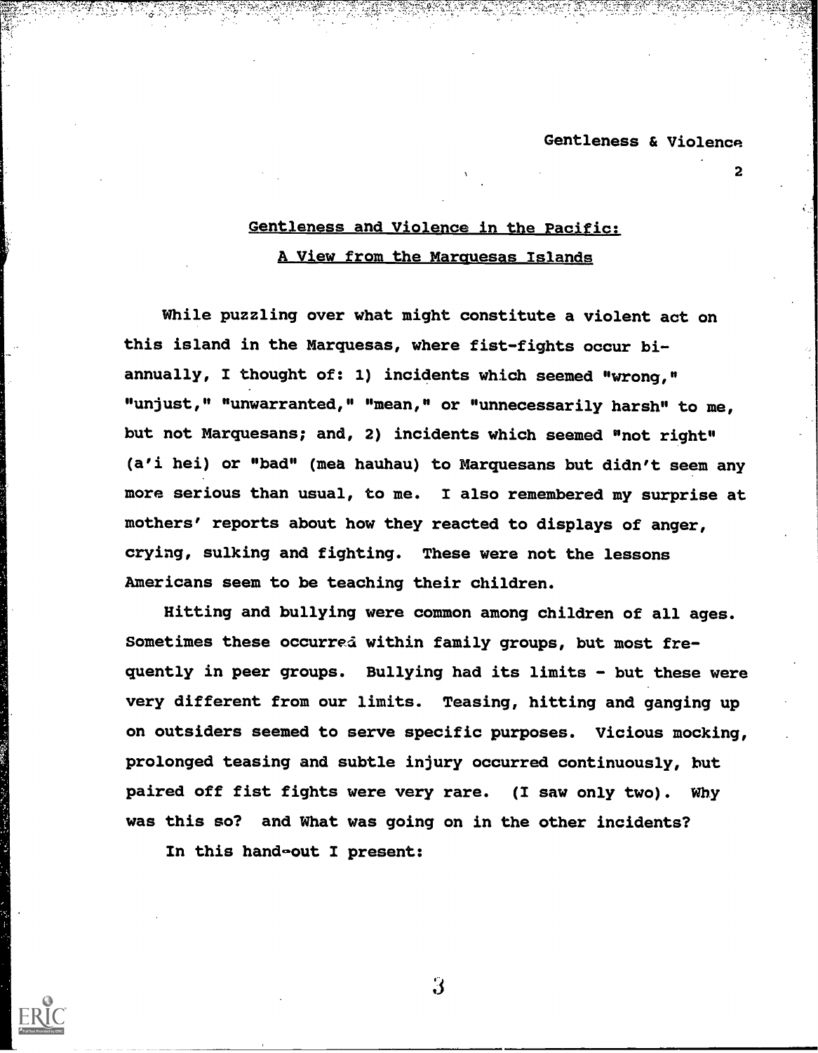## Gentleness and Violence in the Pacific: A View from the Marquesas Islands

While puzzling over what might constitute a violent act on this island in the Marquesas, where fist-fights occur bi-annually, I thought of: 1) incidents which seemed "wrong," "unjust," "unwarranted," "mean," or "unnecessarily harsh" to me, but not Marquesans; and, 2) incidents which seemed "not right" (a'i hei) or "bad" (meà hauhau) to Marquesans but didn't seem any more serious than usual, to me. I also remembered my surprise at mothers' reports about how they reacted to displays of anger, crying, sulking and fighting. These were not the lessons Americans seem to be teaching their children.

Hitting and bullying were common among children of all ages. Sometimes these occurred within family groups, but most frequently in peer groups. Bullying had its limits - but these were very different from our limits. Teasing, hitting and ganging up on outsiders seemed to serve specific purposes. Vicious mocking, prolonged teasing and subtle injury occurred continuously, but paired off fist fights were very rare. (I saw only two). Why was this so? and What was going on in the other incidents?

In this hand-out I present: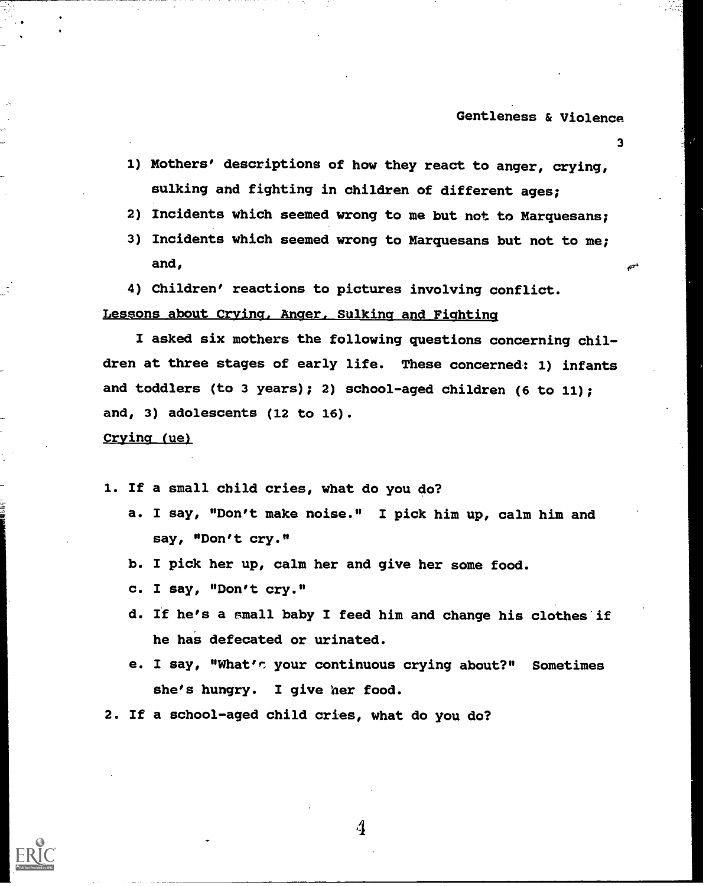1) Mothers' descriptions of how they react to anger, crying, sulking and fighting in children of different ages;
2) Incidents which seemed wrong to me but not to Marquesans;
3) Incidents which seemed wrong to Marquesans but not to me; and,
4) Children' reactions to pictures involving conflict.

## Lessons about Crying, Anger, Sulking and Fighting

I asked six mothers the following questions concerning children at three stages of early life. These concerned: 1) infants and toddlers (to 3 years); 2) school-aged children (6 to 11); and, 3) adolescents (12 to 16).

### Crying (ue)

1. If a small child cries, what do you do?
   a. I say, "Don't make noise." I pick him up, calm him and say, "Don't cry."
   b. I pick her up, calm her and give her some food.
   c. I say, "Don't cry."
   d. If he's a small baby I feed him and change his clothes if he has defecated or urinated.
   e. I say, "What's your continuous crying about?" Sometimes she's hungry. I give her food.
2. If a school-aged child cries, what do you do?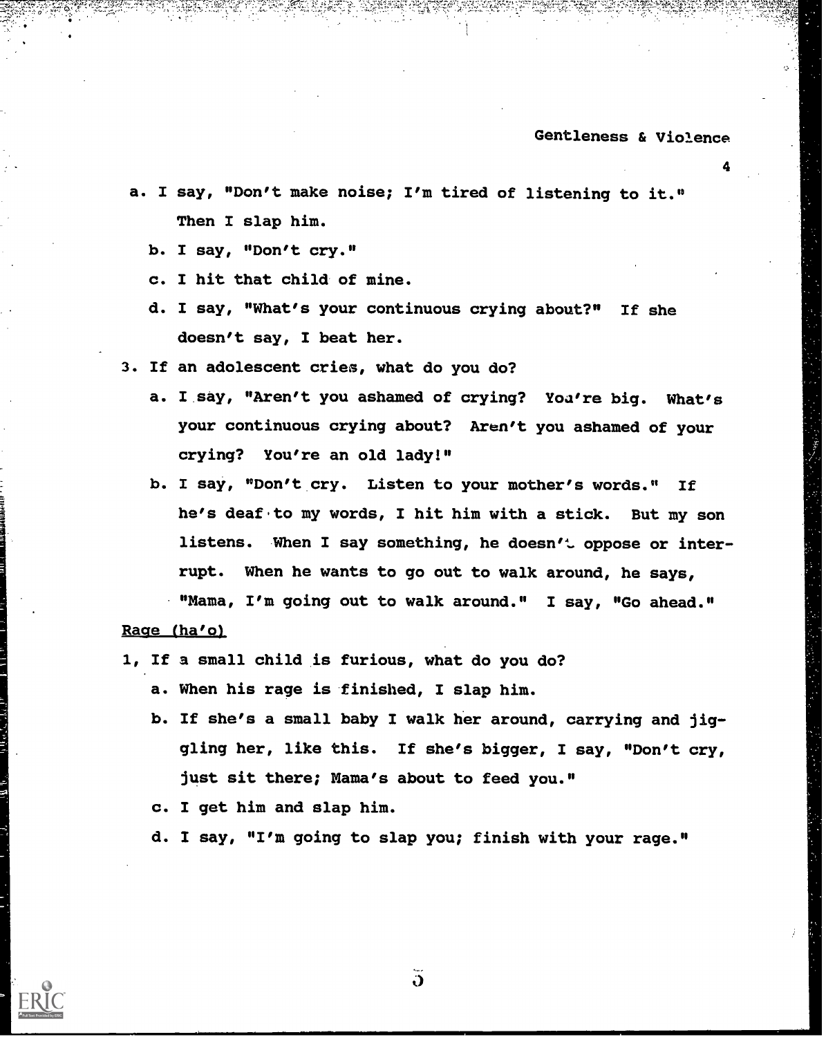a. I say, "Don't make noise; I'm tired of listening to it." Then I slap him.

   b. I say, "Don't cry."

   c. I hit that child of mine.

   d. I say, "What's your continuous crying about?" If she doesn't say, I beat her.

3. If an adolescent cries, what do you do?

   a. I say, "Aren't you ashamed of crying? You're big. What's your continuous crying about? Aren't you ashamed of your crying? You're an old lady!"

   b. I say, "Don't cry. Listen to your mother's words." If he's deaf to my words, I hit him with a stick. But my son listens. When I say something, he doesn't oppose or interrupt. When he wants to go out to walk around, he says, "Mama, I'm going out to walk around." I say, "Go ahead."

Rage (ha'o)

1, If a small child is furious, what do you do?

   a. When his rage is finished, I slap him.

   b. If she's a small baby I walk her around, carrying and jiggling her, like this. If she's bigger, I say, "Don't cry, just sit there; Mama's about to feed you."

   c. I get him and slap him.

   d. I say, "I'm going to slap you; finish with your rage."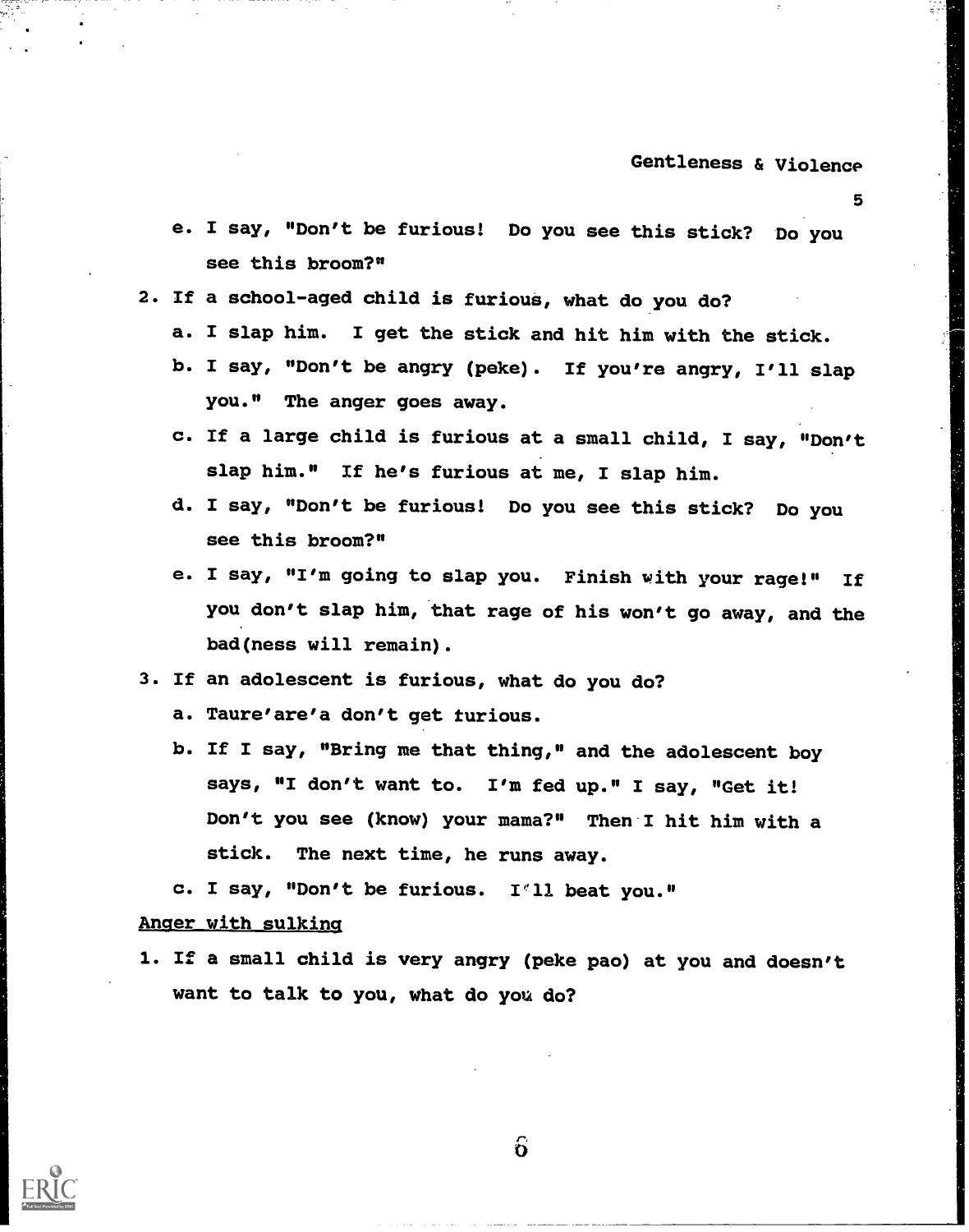e. I say, "Don't be furious! Do you see this stick? Do you see this broom?"

2. If a school-aged child is furious, what do you do?
   a. I slap him. I get the stick and hit him with the stick.
   b. I say, "Don't be angry (peke). If you're angry, I'll slap you." The anger goes away.
   c. If a large child is furious at a small child, I say, "Don't slap him." If he's furious at me, I slap him.
   d. I say, "Don't be furious! Do you see this stick? Do you see this broom?"
   e. I say, "I'm going to slap you. Finish with your rage!" If you don't slap him, that rage of his won't go away, and the bad(ness will remain).

3. If an adolescent is furious, what do you do?
   a. Taure'are'a don't get furious.
   b. If I say, "Bring me that thing," and the adolescent boy says, "I don't want to. I'm fed up." I say, "Get it! Don't you see (know) your mama?" Then I hit him with a stick. The next time, he runs away.
   c. I say, "Don't be furious. I'll beat you."

<u>Anger with sulking</u>

1. If a small child is very angry (peke pao) at you and doesn't want to talk to you, what do you do?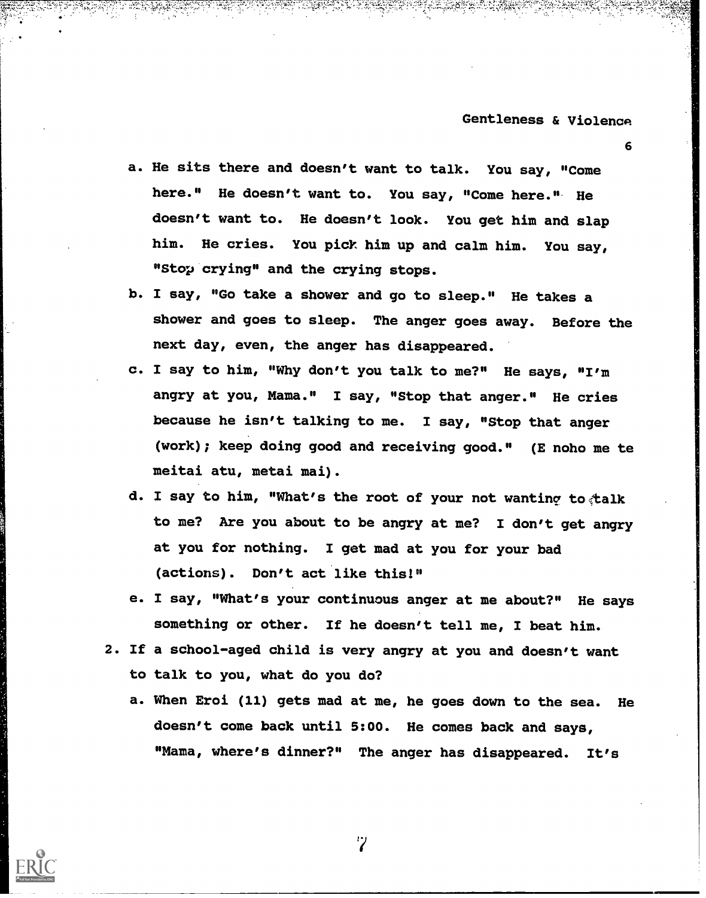a. He sits there and doesn't want to talk. You say, "Come here." He doesn't want to. You say, "Come here." He doesn't want to. He doesn't look. You get him and slap him. He cries. You pick him up and calm him. You say, "Stop crying" and the crying stops.

b. I say, "Go take a shower and go to sleep." He takes a shower and goes to sleep. The anger goes away. Before the next day, even, the anger has disappeared.

c. I say to him, "Why don't you talk to me?" He says, "I'm angry at you, Mama." I say, "Stop that anger." He cries because he isn't talking to me. I say, "Stop that anger (work); keep doing good and receiving good." (E noho me te meitai atu, metai mai).

d. I say to him, "What's the root of your not wanting to talk to me? Are you about to be angry at me? I don't get angry at you for nothing. I get mad at you for your bad (actions). Don't act like this!"

e. I say, "What's your continuous anger at me about?" He says something or other. If he doesn't tell me, I beat him.

2. If a school-aged child is very angry at you and doesn't want to talk to you, what do you do?

   a. When Eroi (11) gets mad at me, he goes down to the sea. He doesn't come back until 5:00. He comes back and says, "Mama, where's dinner?" The anger has disappeared. It's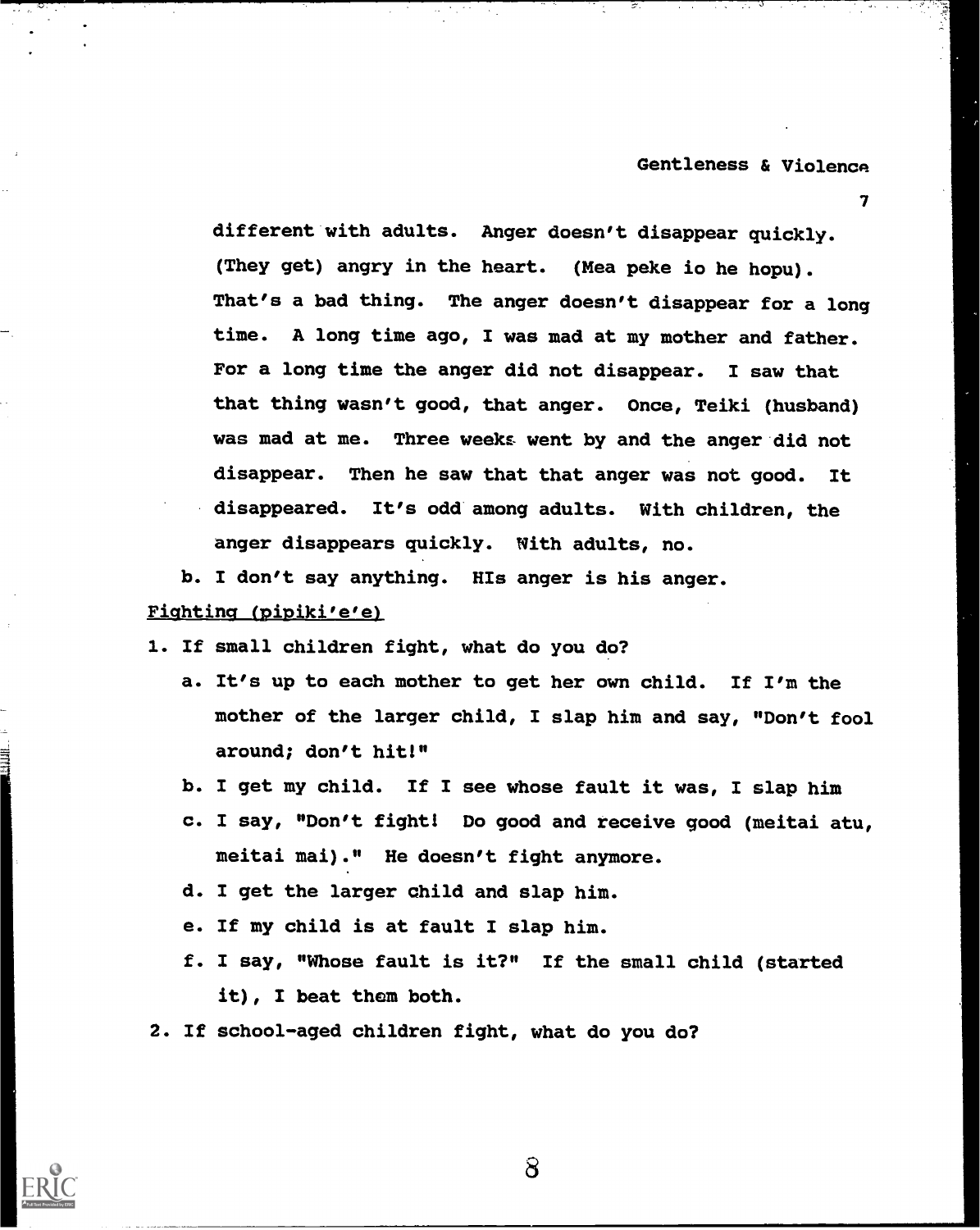different with adults. Anger doesn't disappear quickly. (They get) angry in the heart. (Mea peke io he hopu). That's a bad thing. The anger doesn't disappear for a long time. A long time ago, I was mad at my mother and father. For a long time the anger did not disappear. I saw that that thing wasn't good, that anger. Once, Teiki (husband) was mad at me. Three weeks went by and the anger did not disappear. Then he saw that that anger was not good. It disappeared. It's odd among adults. With children, the anger disappears quickly. With adults, no.

b. I don't say anything. HIs anger is his anger.

<u>Fighting (pipiki'e'e)</u>

1. If small children fight, what do you do?
   a. It's up to each mother to get her own child. If I'm the mother of the larger child, I slap him and say, "Don't fool around; don't hit!"
   b. I get my child. If I see whose fault it was, I slap him
   c. I say, "Don't fight! Do good and receive good (meitai atu, meitai mai)." He doesn't fight anymore.
   d. I get the larger child and slap him.
   e. If my child is at fault I slap him.
   f. I say, "Whose fault is it?" If the small child (started it), I beat them both.
2. If school-aged children fight, what do you do?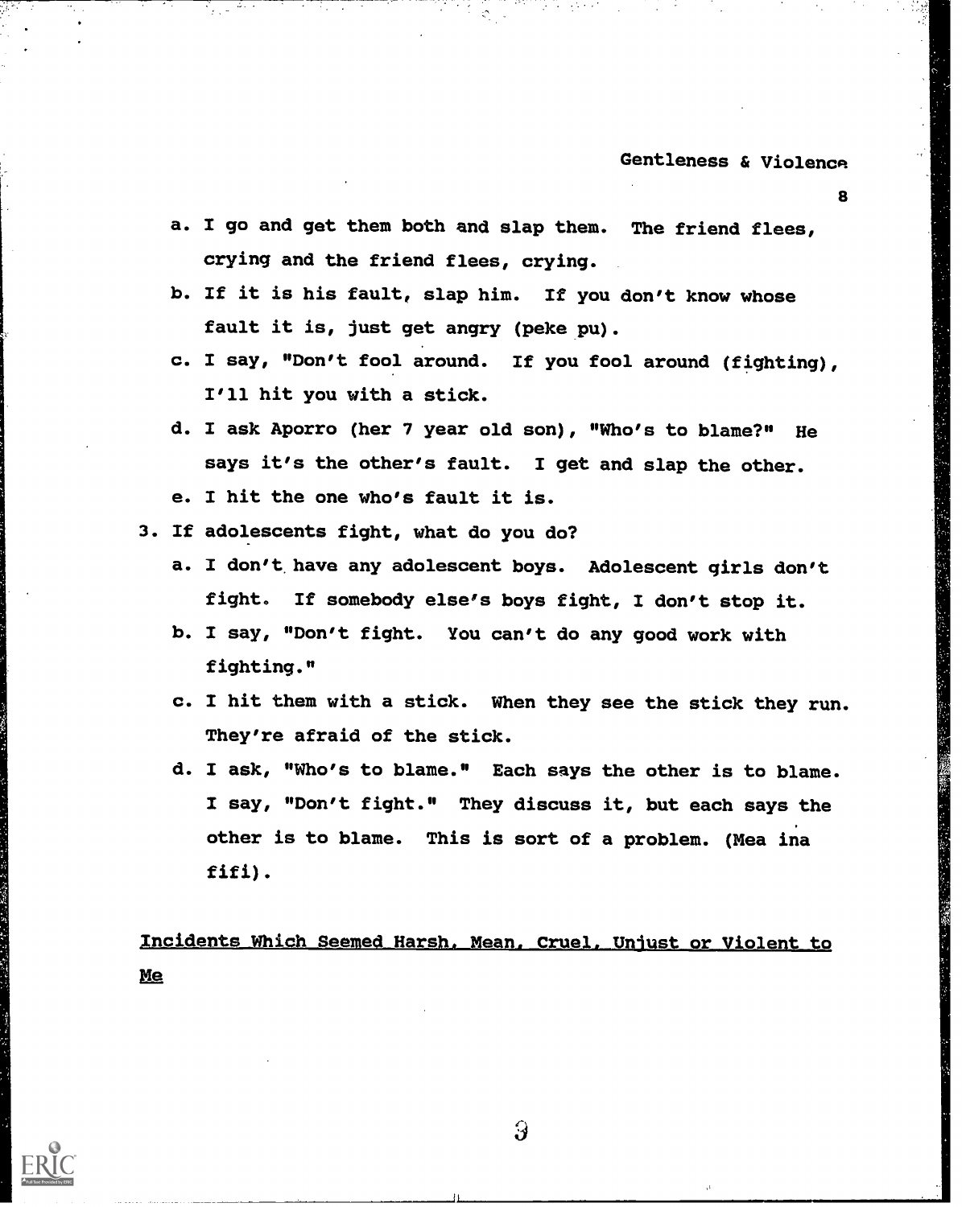a. I go and get them both and slap them. The friend flees, crying and the friend flees, crying.

b. If it is his fault, slap him. If you don't know whose fault it is, just get angry (peke pu).

c. I say, "Don't fool around. If you fool around (fighting), I'll hit you with a stick.

d. I ask Aporro (her 7 year old son), "Who's to blame?" He says it's the other's fault. I get and slap the other.

e. I hit the one who's fault it is.

3. If adolescents fight, what do you do?

   a. I don't have any adolescent boys. Adolescent girls don't fight. If somebody else's boys fight, I don't stop it.

   b. I say, "Don't fight. You can't do any good work with fighting."

   c. I hit them with a stick. When they see the stick they run. They're afraid of the stick.

   d. I ask, "Who's to blame." Each says the other is to blame. I say, "Don't fight." They discuss it, but each says the other is to blame. This is sort of a problem. (Mea ina fifi).

<u>Incidents Which Seemed Harsh, Mean, Cruel, Unjust or Violent to Me</u>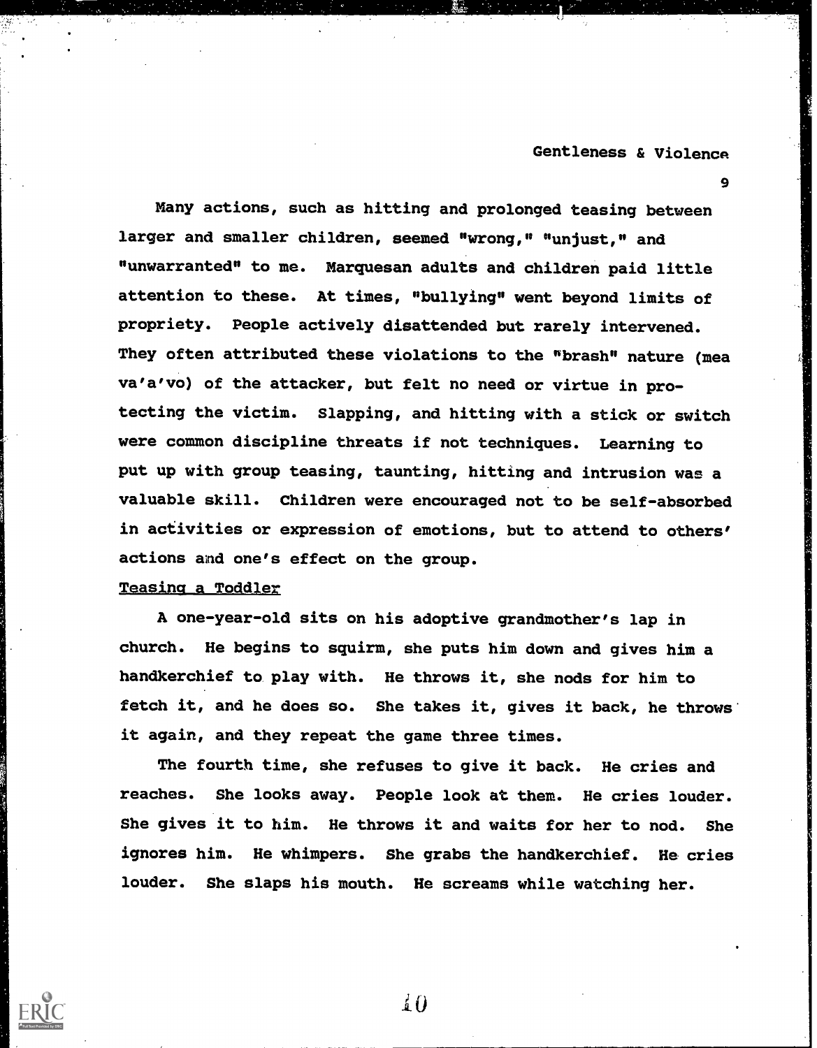Many actions, such as hitting and prolonged teasing between larger and smaller children, seemed "wrong," "unjust," and "unwarranted" to me. Marquesan adults and children paid little attention to these. At times, "bullying" went beyond limits of propriety. People actively disattended but rarely intervened. They often attributed these violations to the "brash" nature (mea va'a'vo) of the attacker, but felt no need or virtue in protecting the victim. Slapping, and hitting with a stick or switch were common discipline threats if not techniques. Learning to put up with group teasing, taunting, hitting and intrusion was a valuable skill. Children were encouraged not to be self-absorbed in activities or expression of emotions, but to attend to others' actions and one's effect on the group.

Teasing a Toddler

A one-year-old sits on his adoptive grandmother's lap in church. He begins to squirm, she puts him down and gives him a handkerchief to play with. He throws it, she nods for him to fetch it, and he does so. She takes it, gives it back, he throws it again, and they repeat the game three times.

The fourth time, she refuses to give it back. He cries and reaches. She looks away. People look at them. He cries louder. She gives it to him. He throws it and waits for her to nod. She ignores him. He whimpers. She grabs the handkerchief. He cries louder. She slaps his mouth. He screams while watching her.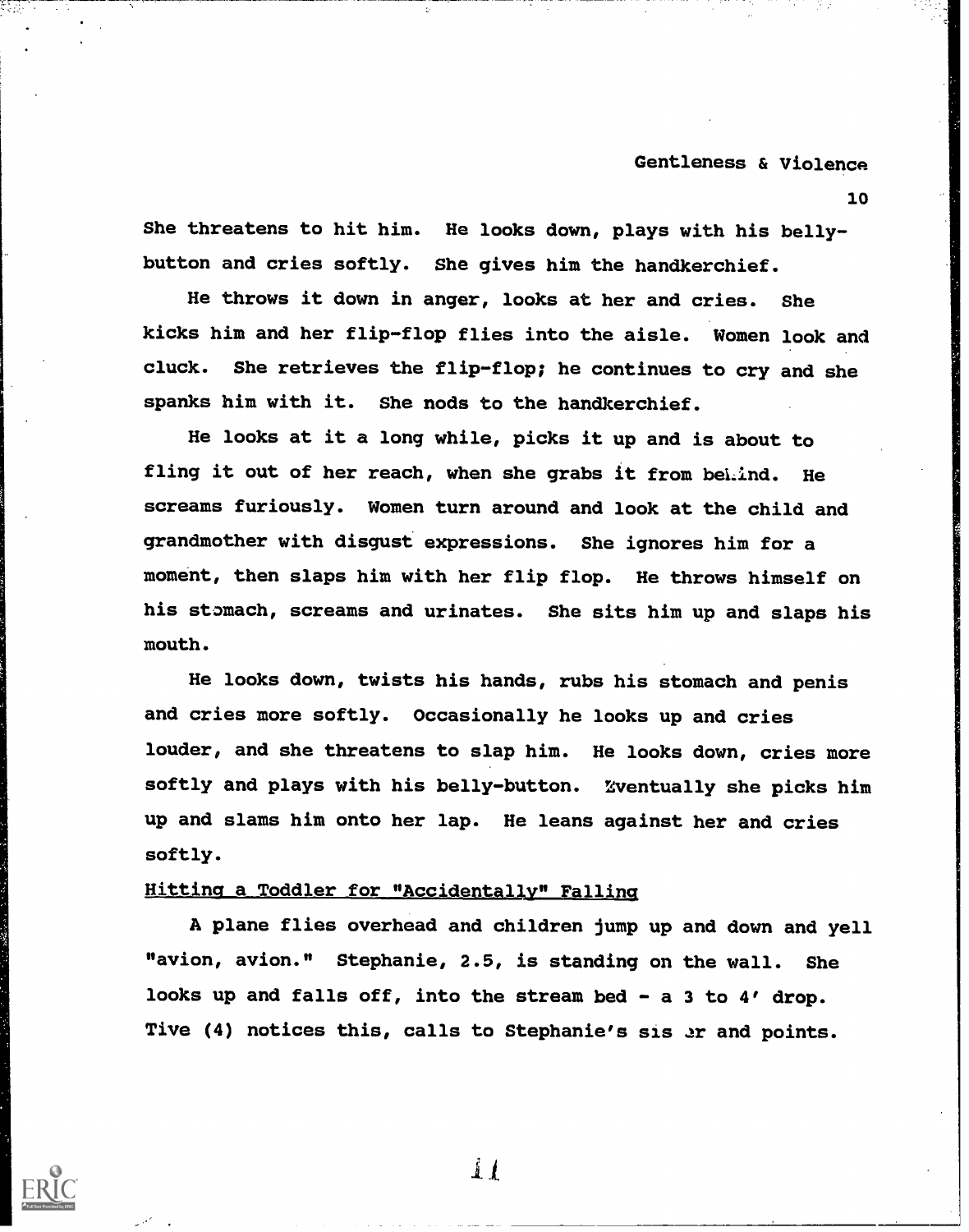She threatens to hit him. He looks down, plays with his belly-button and cries softly. She gives him the handkerchief.

He throws it down in anger, looks at her and cries. She kicks him and her flip-flop flies into the aisle. Women look and cluck. She retrieves the flip-flop; he continues to cry and she spanks him with it. She nods to the handkerchief.

He looks at it a long while, picks it up and is about to fling it out of her reach, when she grabs it from behind. He screams furiously. Women turn around and look at the child and grandmother with disgust expressions. She ignores him for a moment, then slaps him with her flip flop. He throws himself on his stomach, screams and urinates. She sits him up and slaps his mouth.

He looks down, twists his hands, rubs his stomach and penis and cries more softly. Occasionally he looks up and cries louder, and she threatens to slap him. He looks down, cries more softly and plays with his belly-button. Eventually she picks him up and slams him onto her lap. He leans against her and cries softly.

### Hitting a Toddler for "Accidentally" Falling

A plane flies overhead and children jump up and down and yell "avion, avion." Stephanie, 2.5, is standing on the wall. She looks up and falls off, into the stream bed - a 3 to 4' drop. Tive (4) notices this, calls to Stephanie's sister and points.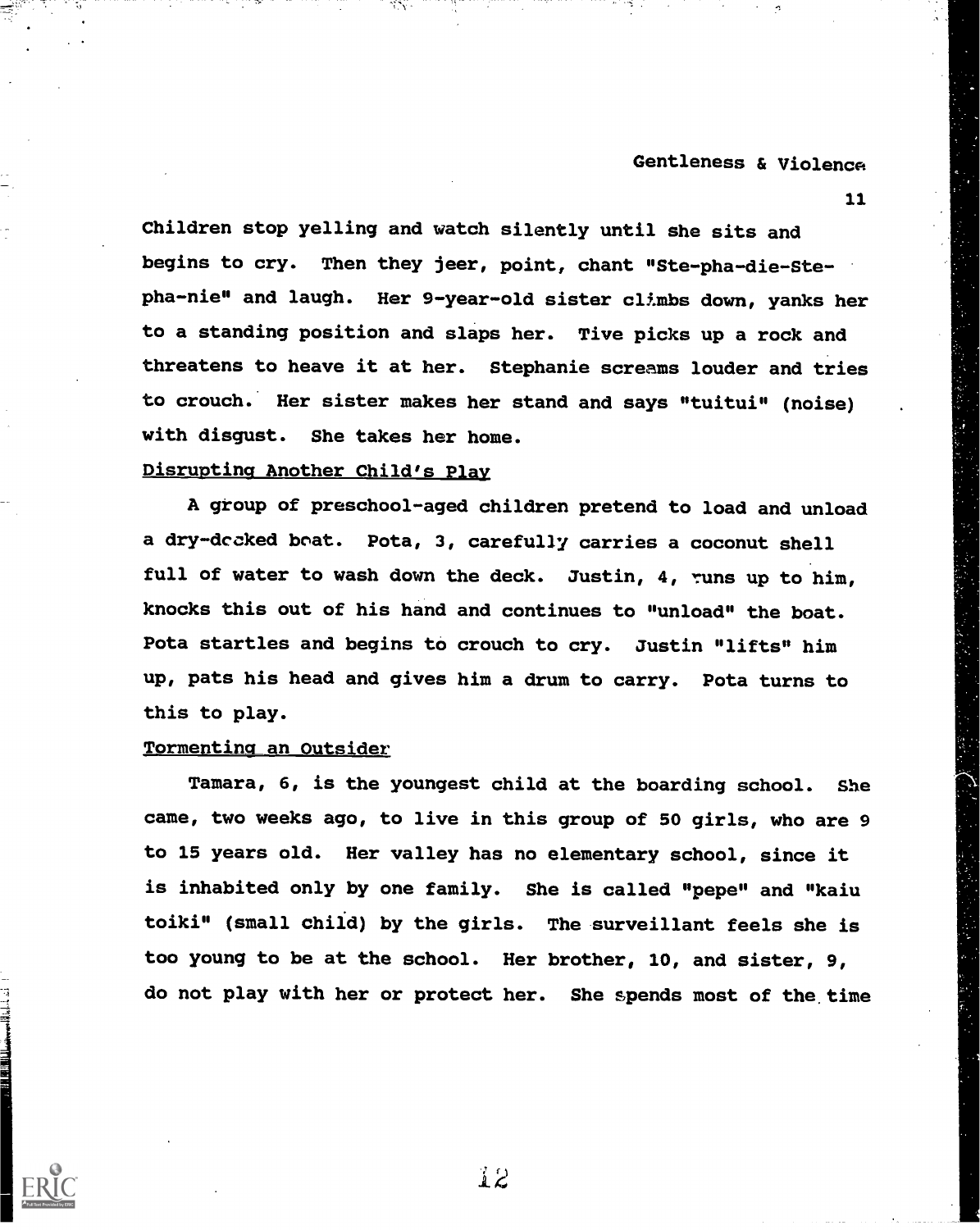Children stop yelling and watch silently until she sits and begins to cry. Then they jeer, point, chant "Ste-pha-die-Ste-pha-nie" and laugh. Her 9-year-old sister climbs down, yanks her to a standing position and slaps her. Tive picks up a rock and threatens to heave it at her. Stephanie screams louder and tries to crouch. Her sister makes her stand and says "tuitui" (noise) with disgust. She takes her home.

### Disrupting Another Child's Play

A group of preschool-aged children pretend to load and unload a dry-docked boat. Pota, 3, carefully carries a coconut shell full of water to wash down the deck. Justin, 4, runs up to him, knocks this out of his hand and continues to "unload" the boat. Pota startles and begins to crouch to cry. Justin "lifts" him up, pats his head and gives him a drum to carry. Pota turns to this to play.

### Tormenting an Outsider

Tamara, 6, is the youngest child at the boarding school. She came, two weeks ago, to live in this group of 50 girls, who are 9 to 15 years old. Her valley has no elementary school, since it is inhabited only by one family. She is called "pepe" and "kaiu toiki" (small child) by the girls. The surveillant feels she is too young to be at the school. Her brother, 10, and sister, 9, do not play with her or protect her. She spends most of the time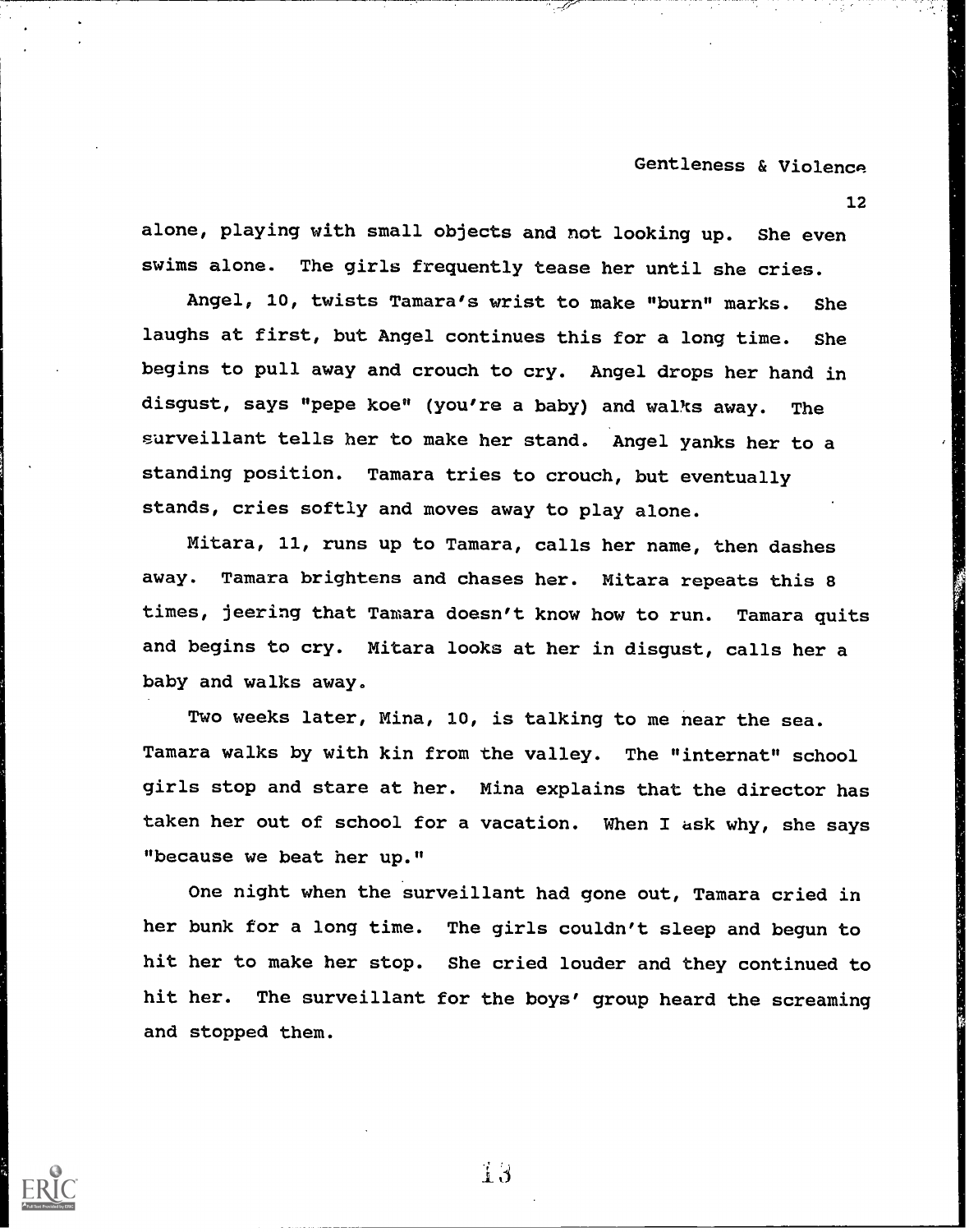alone, playing with small objects and not looking up. She even swims alone. The girls frequently tease her until she cries.

Angel, 10, twists Tamara's wrist to make "burn" marks. She laughs at first, but Angel continues this for a long time. She begins to pull away and crouch to cry. Angel drops her hand in disgust, says "pepe koe" (you're a baby) and walks away. The surveillant tells her to make her stand. Angel yanks her to a standing position. Tamara tries to crouch, but eventually stands, cries softly and moves away to play alone.

Mitara, 11, runs up to Tamara, calls her name, then dashes away. Tamara brightens and chases her. Mitara repeats this 8 times, jeering that Tamara doesn't know how to run. Tamara quits and begins to cry. Mitara looks at her in disgust, calls her a baby and walks away.

Two weeks later, Mina, 10, is talking to me near the sea. Tamara walks by with kin from the valley. The "internat" school girls stop and stare at her. Mina explains that the director has taken her out of school for a vacation. When I ask why, she says "because we beat her up."

One night when the surveillant had gone out, Tamara cried in her bunk for a long time. The girls couldn't sleep and begun to hit her to make her stop. She cried louder and they continued to hit her. The surveillant for the boys' group heard the screaming and stopped them.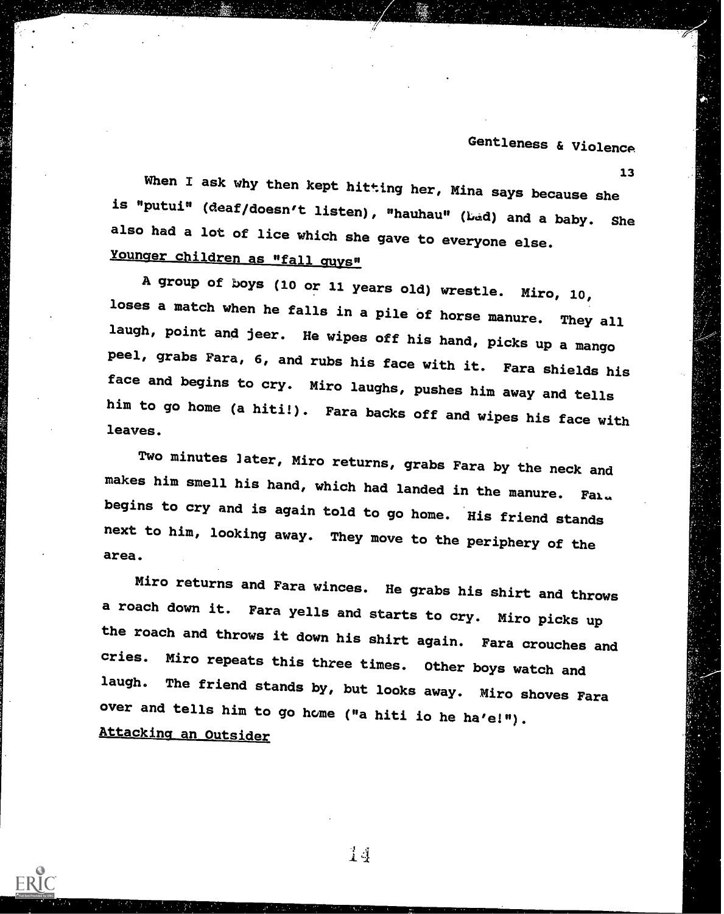When I ask why then kept hitting her, Mina says because she is "putui" (deaf/doesn't listen), "hauhau" (bad) and a baby. She also had a lot of lice which she gave to everyone else.

Younger children as "fall guys"

A group of boys (10 or 11 years old) wrestle. Miro, 10, loses a match when he falls in a pile of horse manure. They all laugh, point and jeer. He wipes off his hand, picks up a mango peel, grabs Fara, 6, and rubs his face with it. Fara shields his face and begins to cry. Miro laughs, pushes him away and tells him to go home (a hiti!). Fara backs off and wipes his face with leaves.

Two minutes later, Miro returns, grabs Fara by the neck and makes him smell his hand, which had landed in the manure. Fara begins to cry and is again told to go home. His friend stands next to him, looking away. They move to the periphery of the area.

Miro returns and Fara winces. He grabs his shirt and throws a roach down it. Fara yells and starts to cry. Miro picks up the roach and throws it down his shirt again. Fara crouches and cries. Miro repeats this three times. Other boys watch and laugh. The friend stands by, but looks away. Miro shoves Fara over and tells him to go home ("a hiti io he ha'e!").

Attacking an Outsider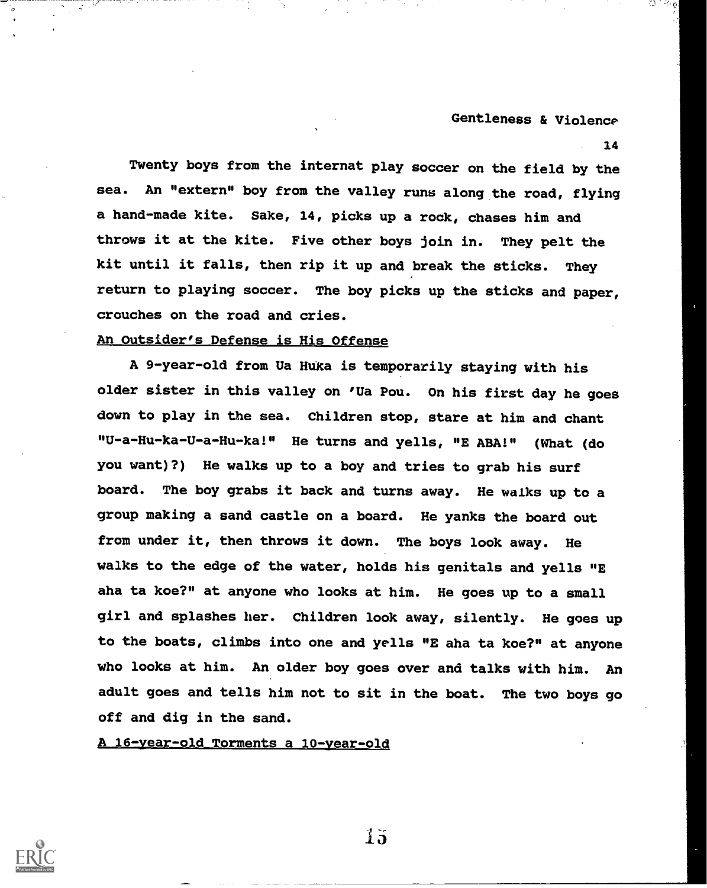Twenty boys from the internat play soccer on the field by the sea. An "extern" boy from the valley runs along the road, flying a hand-made kite. Sake, 14, picks up a rock, chases him and throws it at the kite. Five other boys join in. They pelt the kit until it falls, then rip it up and break the sticks. They return to playing soccer. The boy picks up the sticks and paper, crouches on the road and cries.

<u>An Outsider's Defense is His Offense</u>

A 9-year-old from Ua Huka is temporarily staying with his older sister in this valley on 'Ua Pou. On his first day he goes down to play in the sea. Children stop, stare at him and chant "U-a-Hu-ka-U-a-Hu-ka!" He turns and yells, "E ABA!" (What (do you want)?) He walks up to a boy and tries to grab his surf board. The boy grabs it back and turns away. He walks up to a group making a sand castle on a board. He yanks the board out from under it, then throws it down. The boys look away. He walks to the edge of the water, holds his genitals and yells "E aha ta koe?" at anyone who looks at him. He goes up to a small girl and splashes her. Children look away, silently. He goes up to the boats, climbs into one and yells "E aha ta koe?" at anyone who looks at him. An older boy goes over and talks with him. An adult goes and tells him not to sit in the boat. The two boys go off and dig in the sand.

<u>A 16-year-old Torments a 10-year-old</u>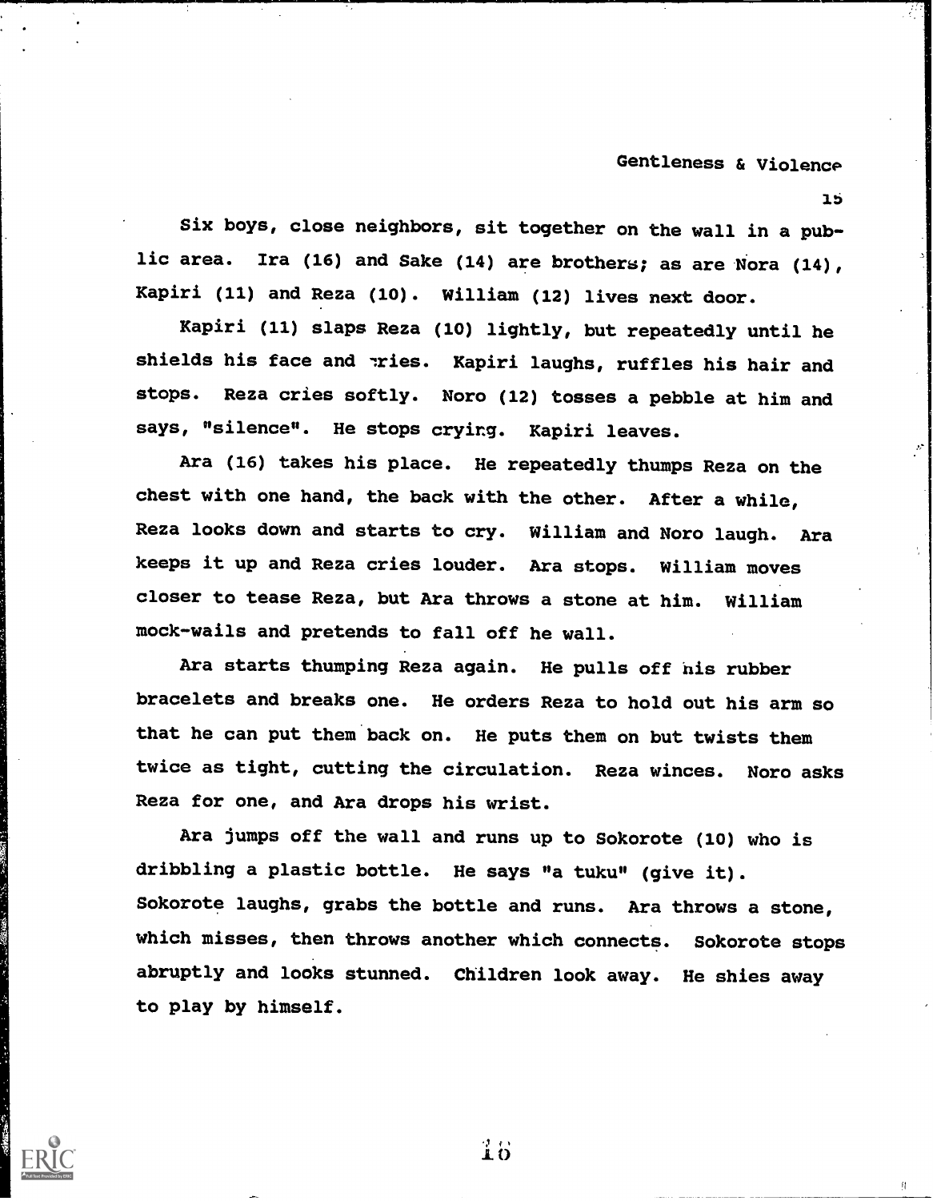Six boys, close neighbors, sit together on the wall in a public area. Ira (16) and Sake (14) are brothers; as are Nora (14), Kapiri (11) and Reza (10). William (12) lives next door.

Kapiri (11) slaps Reza (10) lightly, but repeatedly until he shields his face and cries. Kapiri laughs, ruffles his hair and stops. Reza cries softly. Noro (12) tosses a pebble at him and says, "silence". He stops crying. Kapiri leaves.

Ara (16) takes his place. He repeatedly thumps Reza on the chest with one hand, the back with the other. After a while, Reza looks down and starts to cry. William and Noro laugh. Ara keeps it up and Reza cries louder. Ara stops. William moves closer to tease Reza, but Ara throws a stone at him. William mock-wails and pretends to fall off he wall.

Ara starts thumping Reza again. He pulls off his rubber bracelets and breaks one. He orders Reza to hold out his arm so that he can put them back on. He puts them on but twists them twice as tight, cutting the circulation. Reza winces. Noro asks Reza for one, and Ara drops his wrist.

Ara jumps off the wall and runs up to Sokorote (10) who is dribbling a plastic bottle. He says "a tuku" (give it). Sokorote laughs, grabs the bottle and runs. Ara throws a stone, which misses, then throws another which connects. Sokorote stops abruptly and looks stunned. Children look away. He shies away to play by himself.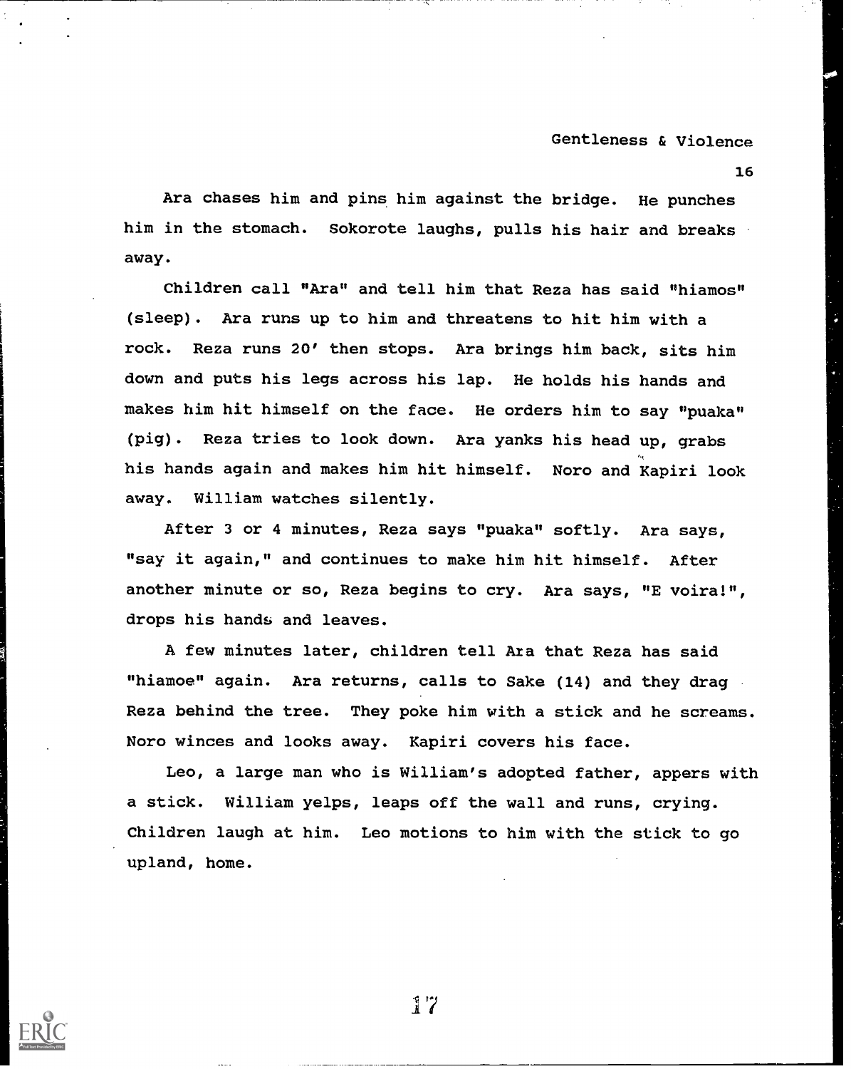Ara chases him and pins him against the bridge. He punches him in the stomach. Sokorote laughs, pulls his hair and breaks away.

Children call "Ara" and tell him that Reza has said "hiamos" (sleep). Ara runs up to him and threatens to hit him with a rock. Reza runs 20' then stops. Ara brings him back, sits him down and puts his legs across his lap. He holds his hands and makes him hit himself on the face. He orders him to say "puaka" (pig). Reza tries to look down. Ara yanks his head up, grabs his hands again and makes him hit himself. Noro and Kapiri look away. William watches silently.

After 3 or 4 minutes, Reza says "puaka" softly. Ara says, "say it again," and continues to make him hit himself. After another minute or so, Reza begins to cry. Ara says, "E voira!", drops his hands and leaves.

A few minutes later, children tell Ara that Reza has said "hiamoe" again. Ara returns, calls to Sake (14) and they drag Reza behind the tree. They poke him with a stick and he screams. Noro winces and looks away. Kapiri covers his face.

Leo, a large man who is William's adopted father, appers with a stick. William yelps, leaps off the wall and runs, crying. Children laugh at him. Leo motions to him with the stick to go upland, home.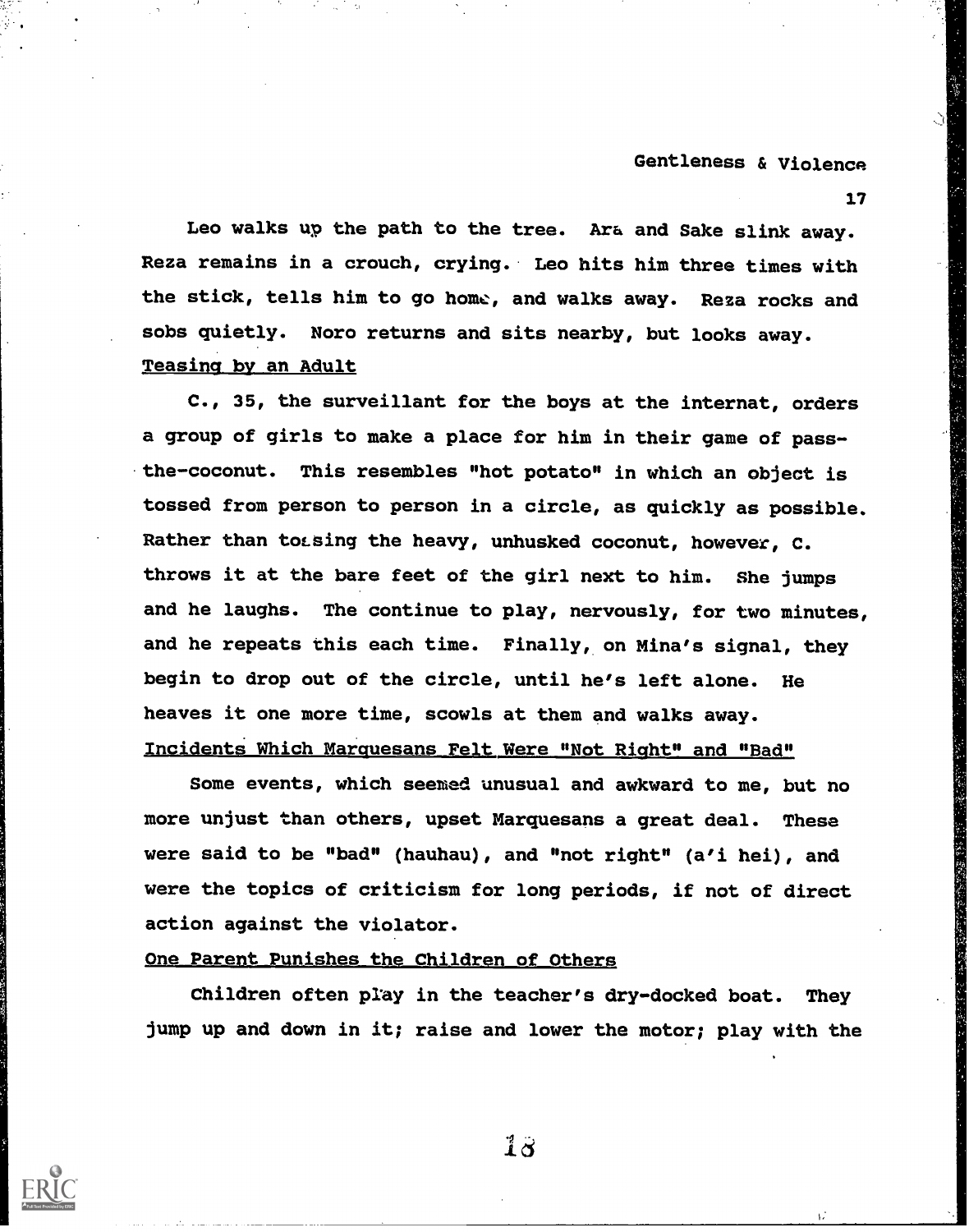Leo walks up the path to the tree. Ara and Sake slink away. Reza remains in a crouch, crying. Leo hits him three times with the stick, tells him to go home, and walks away. Reza rocks and sobs quietly. Noro returns and sits nearby, but looks away.

### Teasing by an Adult

C., 35, the surveillant for the boys at the internat, orders a group of girls to make a place for him in their game of pass-the-coconut. This resembles "hot potato" in which an object is tossed from person to person in a circle, as quickly as possible. Rather than tossing the heavy, unhusked coconut, however, C. throws it at the bare feet of the girl next to him. She jumps and he laughs. The continue to play, nervously, for two minutes, and he repeats this each time. Finally, on Mina's signal, they begin to drop out of the circle, until he's left alone. He heaves it one more time, scowls at them and walks away.

### Incidents Which Marquesans Felt Were "Not Right" and "Bad"

Some events, which seemed unusual and awkward to me, but no more unjust than others, upset Marquesans a great deal. These were said to be "bad" (hauhau), and "not right" (a'i hei), and were the topics of criticism for long periods, if not of direct action against the violator.

### One Parent Punishes the Children of Others

Children often play in the teacher's dry-docked boat. They jump up and down in it; raise and lower the motor; play with the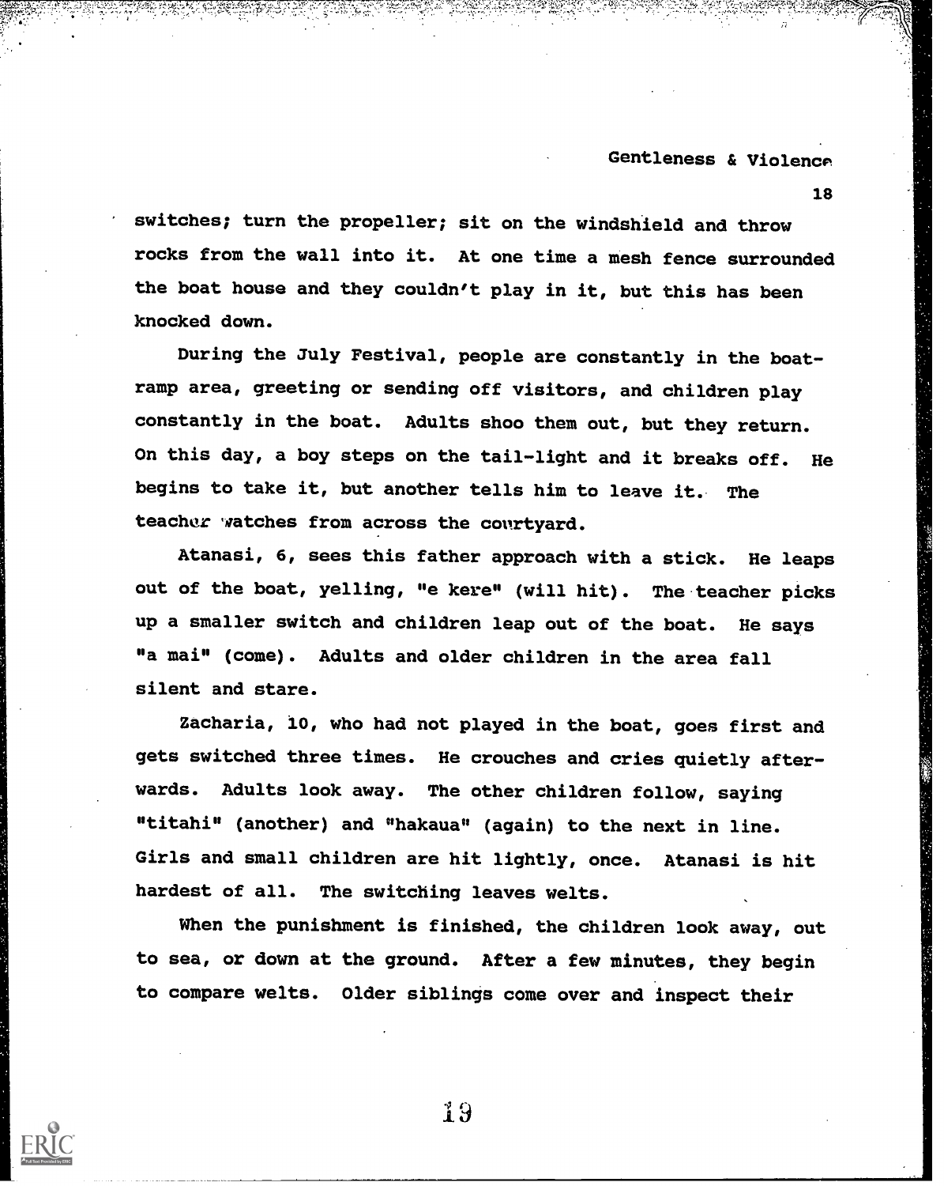switches; turn the propeller; sit on the windshield and throw rocks from the wall into it. At one time a mesh fence surrounded the boat house and they couldn't play in it, but this has been knocked down.

During the July Festival, people are constantly in the boat-ramp area, greeting or sending off visitors, and children play constantly in the boat. Adults shoo them out, but they return. On this day, a boy steps on the tail-light and it breaks off. He begins to take it, but another tells him to leave it. The teacher watches from across the courtyard.

Atanasi, 6, sees this father approach with a stick. He leaps out of the boat, yelling, "e kere" (will hit). The teacher picks up a smaller switch and children leap out of the boat. He says "a mai" (come). Adults and older children in the area fall silent and stare.

Zacharia, 10, who had not played in the boat, goes first and gets switched three times. He crouches and cries quietly afterwards. Adults look away. The other children follow, saying "titahi" (another) and "hakaua" (again) to the next in line. Girls and small children are hit lightly, once. Atanasi is hit hardest of all. The switching leaves welts.

When the punishment is finished, the children look away, out to sea, or down at the ground. After a few minutes, they begin to compare welts. Older siblings come over and inspect their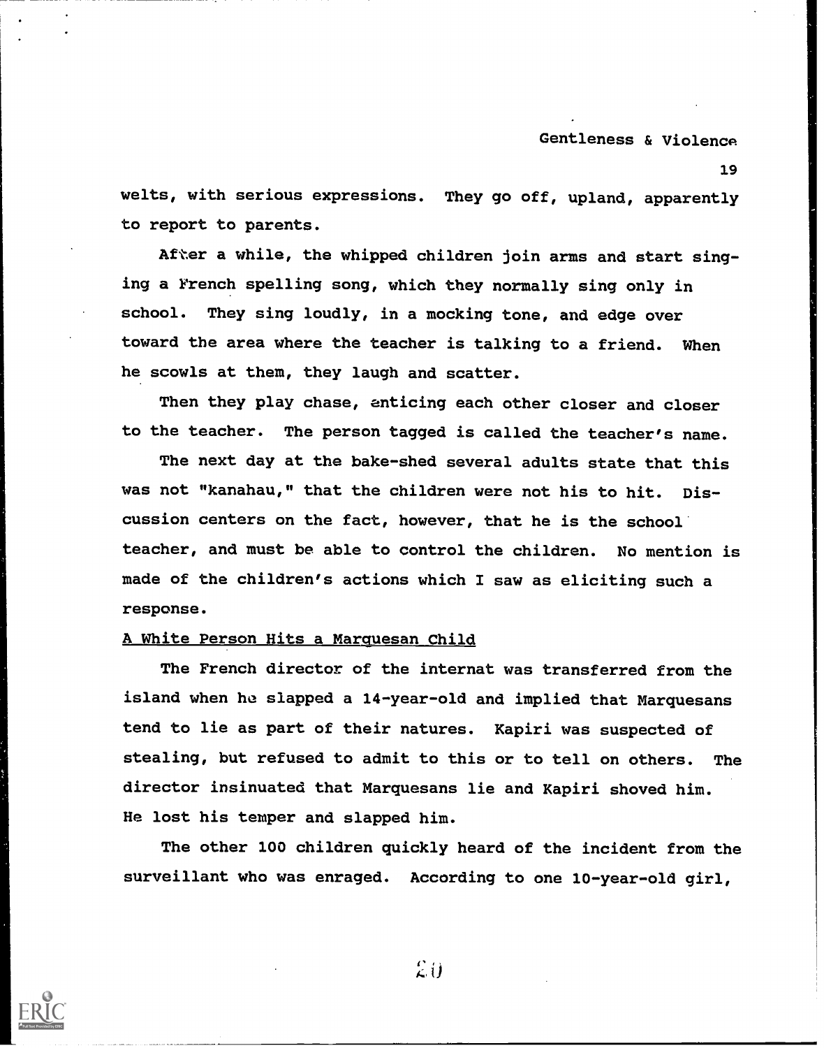welts, with serious expressions. They go off, upland, apparently to report to parents.

After a while, the whipped children join arms and start singing a French spelling song, which they normally sing only in school. They sing loudly, in a mocking tone, and edge over toward the area where the teacher is talking to a friend. When he scowls at them, they laugh and scatter.

Then they play chase, enticing each other closer and closer to the teacher. The person tagged is called the teacher's name.

The next day at the bake-shed several adults state that this was not "kanahau," that the children were not his to hit. Discussion centers on the fact, however, that he is the school teacher, and must be able to control the children. No mention is made of the children's actions which I saw as eliciting such a response.

<u>A White Person Hits a Marquesan Child</u>

The French director of the internat was transferred from the island when he slapped a 14-year-old and implied that Marquesans tend to lie as part of their natures. Kapiri was suspected of stealing, but refused to admit to this or to tell on others. The director insinuated that Marquesans lie and Kapiri shoved him. He lost his temper and slapped him.

The other 100 children quickly heard of the incident from the surveillant who was enraged. According to one 10-year-old girl,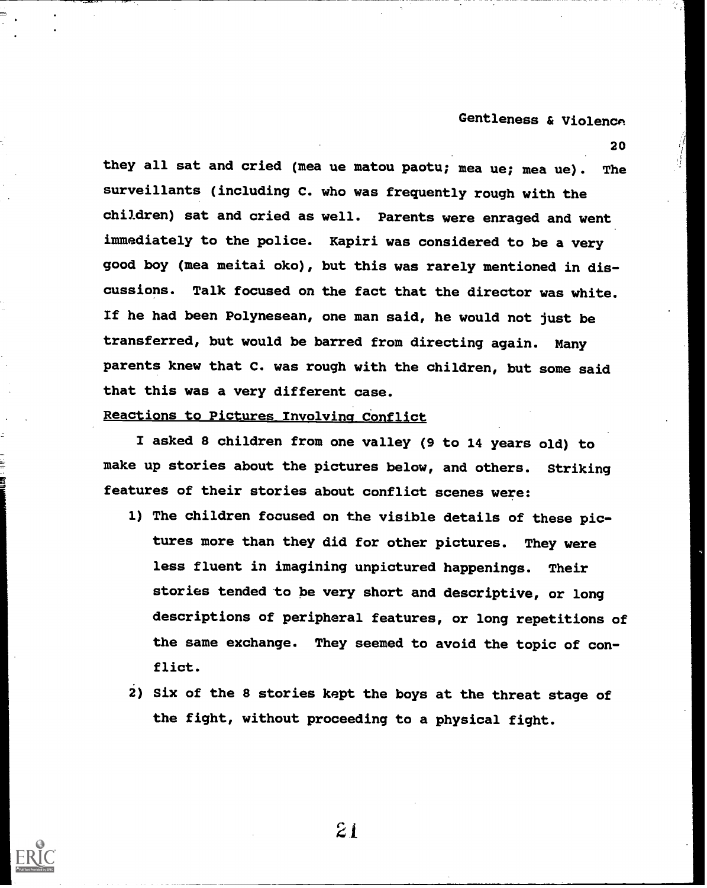they all sat and cried (mea ue matou paotu; mea ue; mea ue). The surveillants (including C. who was frequently rough with the children) sat and cried as well. Parents were enraged and went immediately to the police. Kapiri was considered to be a very good boy (mea meitai oko), but this was rarely mentioned in discussions. Talk focused on the fact that the director was white. If he had been Polynesean, one man said, he would not just be transferred, but would be barred from directing again. Many parents knew that C. was rough with the children, but some said that this was a very different case.

## Reactions to Pictures Involving Conflict

I asked 8 children from one valley (9 to 14 years old) to make up stories about the pictures below, and others. Striking features of their stories about conflict scenes were:

1) The children focused on the visible details of these pictures more than they did for other pictures. They were less fluent in imagining unpictured happenings. Their stories tended to be very short and descriptive, or long descriptions of peripheral features, or long repetitions of the same exchange. They seemed to avoid the topic of conflict.

2) Six of the 8 stories kept the boys at the threat stage of the fight, without proceeding to a physical fight.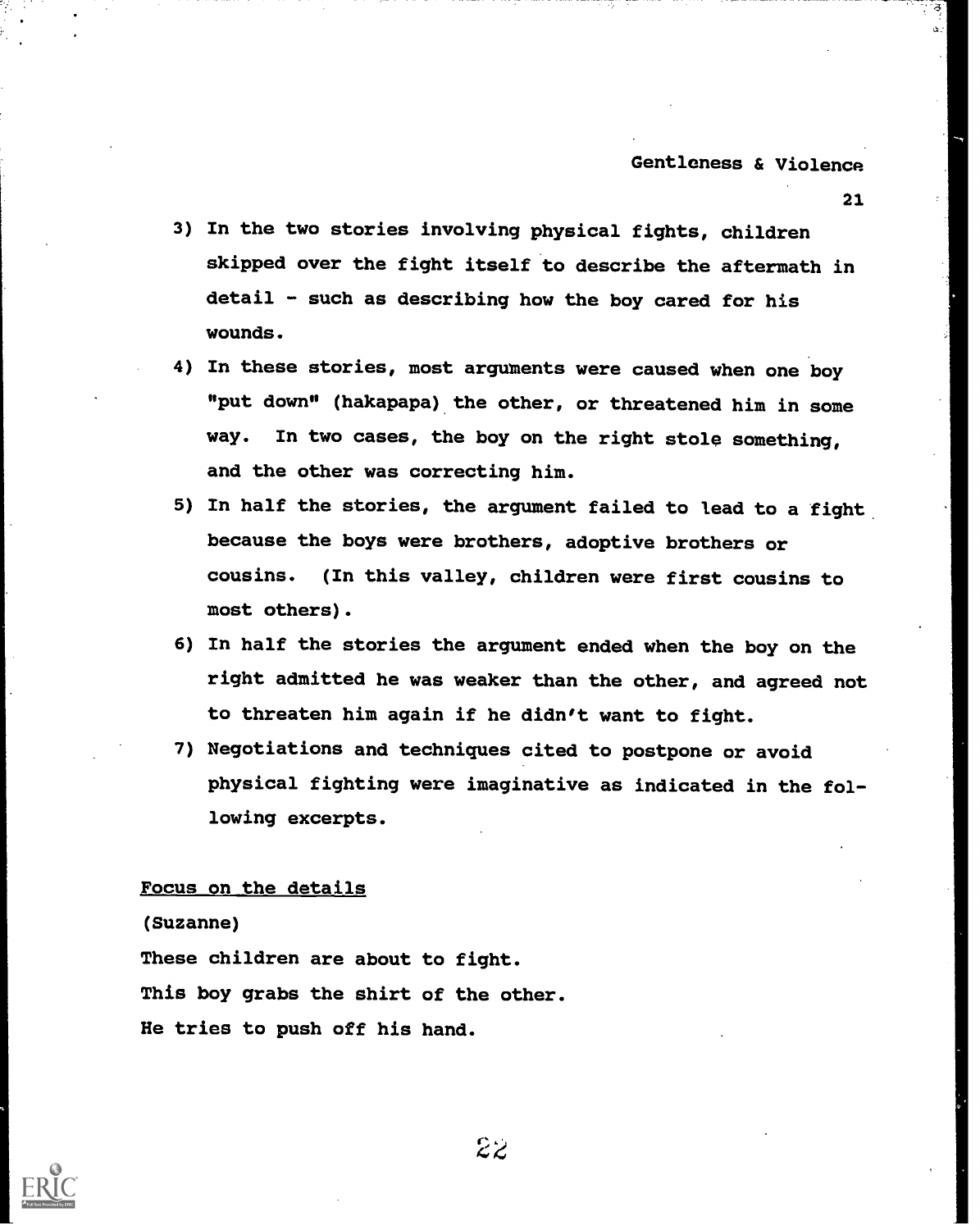3) In the two stories involving physical fights, children skipped over the fight itself to describe the aftermath in detail - such as describing how the boy cared for his wounds.
4) In these stories, most arguments were caused when one boy "put down" (hakapapa) the other, or threatened him in some way. In two cases, the boy on the right stole something, and the other was correcting him.
5) In half the stories, the argument failed to lead to a fight because the boys were brothers, adoptive brothers or cousins. (In this valley, children were first cousins to most others).
6) In half the stories the argument ended when the boy on the right admitted he was weaker than the other, and agreed not to threaten him again if he didn't want to fight.
7) Negotiations and techniques cited to postpone or avoid physical fighting were imaginative as indicated in the following excerpts.

Focus on the details

(Suzanne)

These children are about to fight.
This boy grabs the shirt of the other.
He tries to push off his hand.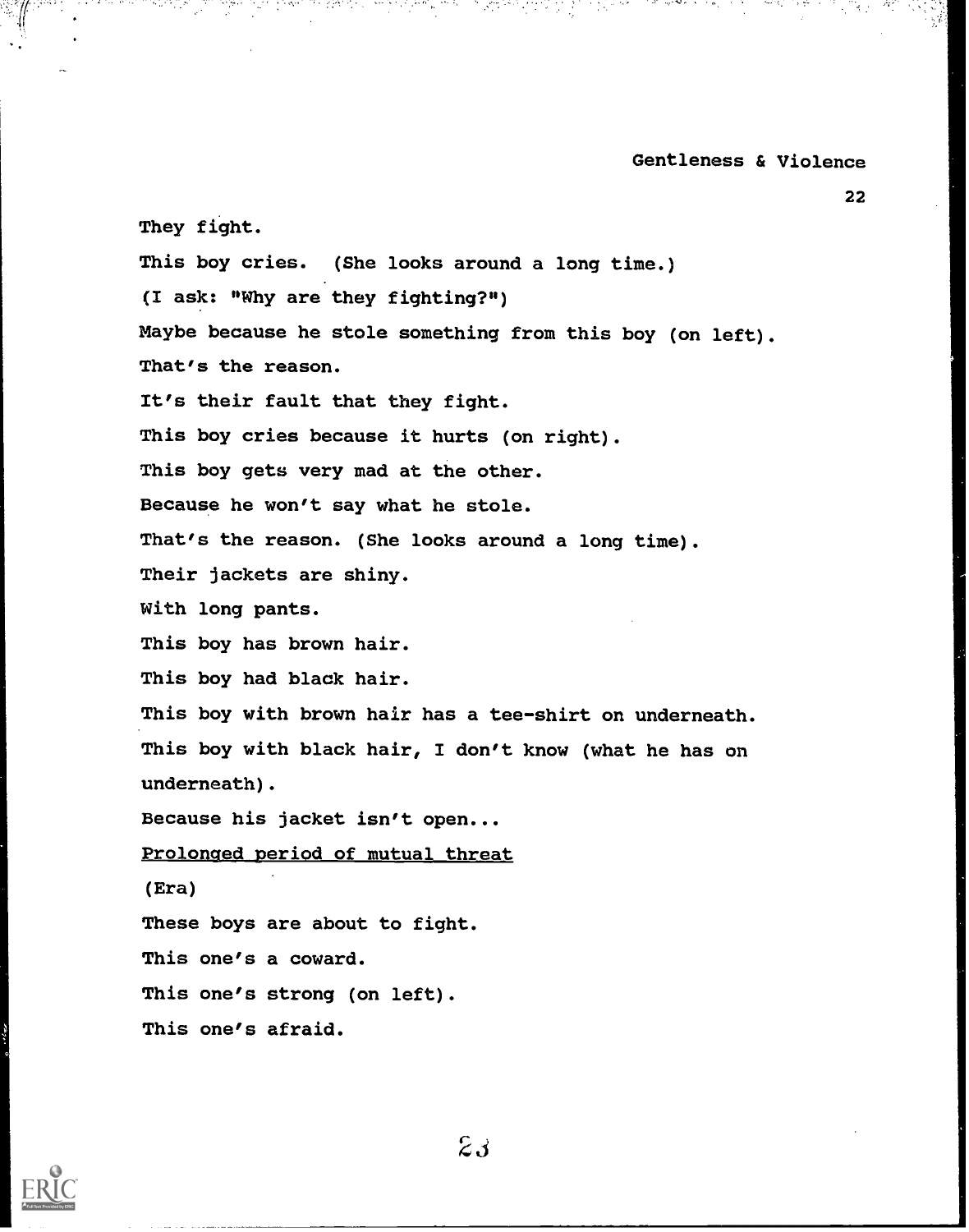They fight.

This boy cries. (She looks around a long time.)

(I ask: "Why are they fighting?")

Maybe because he stole something from this boy (on left).

That's the reason.

It's their fault that they fight.

This boy cries because it hurts (on right).

This boy gets very mad at the other.

Because he won't say what he stole.

That's the reason. (She looks around a long time).

Their jackets are shiny.

With long pants.

This boy has brown hair.

This boy had black hair.

This boy with brown hair has a tee-shirt on underneath.

This boy with black hair, I don't know (what he has on underneath).

Because his jacket isn't open...

<u>Prolonged period of mutual threat</u>

(Era)

These boys are about to fight.

This one's a coward.

This one's strong (on left).

This one's afraid.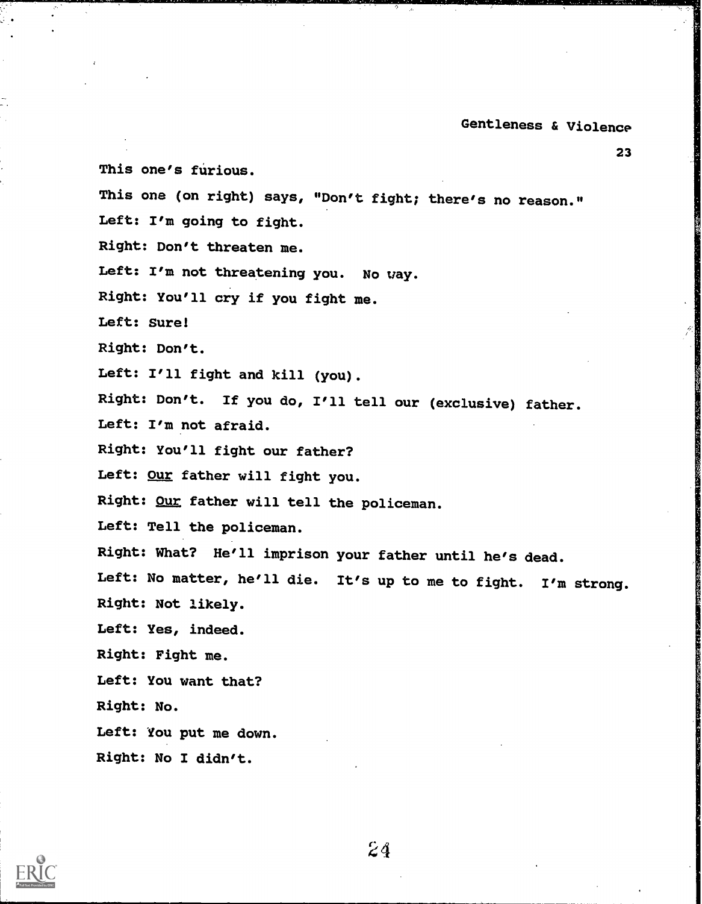This one's furious.

This one (on right) says, "Don't fight; there's no reason."

Left: I'm going to fight.

Right: Don't threaten me.

Left: I'm not threatening you. No way.

Right: You'll cry if you fight me.

Left: Sure!

Right: Don't.

Left: I'll fight and kill (you).

Right: Don't. If you do, I'll tell our (exclusive) father.

Left: I'm not afraid.

Right: You'll fight our father?

Left: <u>Our</u> father will fight you.

Right: <u>Our</u> father will tell the policeman.

Left: Tell the policeman.

Right: What? He'll imprison your father until he's dead.

Left: No matter, he'll die. It's up to me to fight. I'm strong.

Right: Not likely.

Left: Yes, indeed.

Right: Fight me.

Left: You want that?

Right: No.

Left: You put me down.

Right: No I didn't.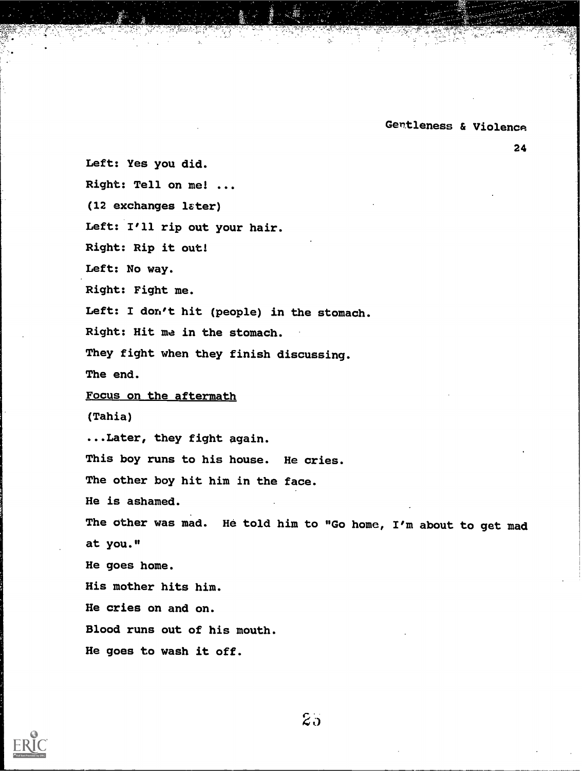Left: Yes you did.

Right: Tell on me! ...

(12 exchanges later)

Left: I'll rip out your hair.

Right: Rip it out!

Left: No way.

Right: Fight me.

Left: I don't hit (people) in the stomach.

Right: Hit me in the stomach.

They fight when they finish discussing.

The end.

<u>Focus on the aftermath</u>

(Tahia)

...Later, they fight again.

This boy runs to his house. He cries.

The other boy hit him in the face.

He is ashamed.

The other was mad. He told him to "Go home, I'm about to get mad at you."

He goes home.

His mother hits him.

He cries on and on.

Blood runs out of his mouth.

He goes to wash it off.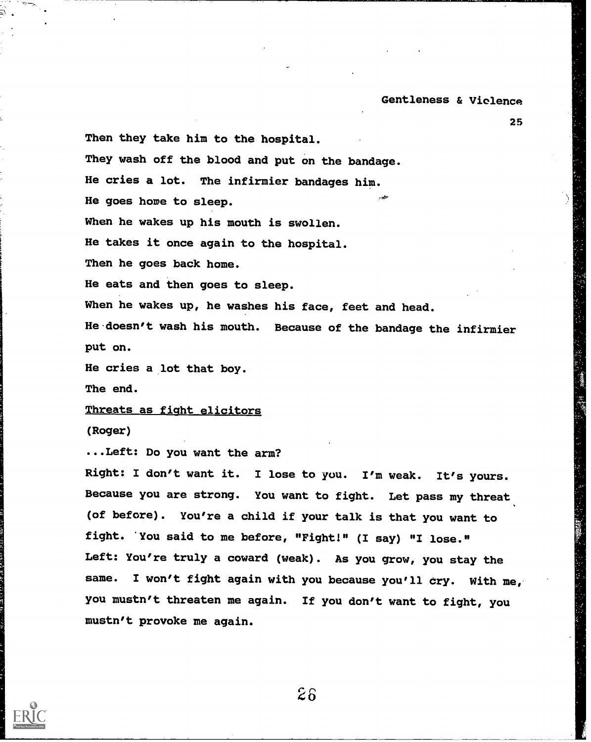Then they take him to the hospital.

They wash off the blood and put on the bandage.

He cries a lot. The infirmier bandages him.

He goes home to sleep.

When he wakes up his mouth is swollen.

He takes it once again to the hospital.

Then he goes back home.

He eats and then goes to sleep.

When he wakes up, he washes his face, feet and head.

He doesn't wash his mouth. Because of the bandage the infirmier put on.

He cries a lot that boy.

The end.

<u>Threats as fight elicitors</u>

(Roger)

...Left: Do you want the arm?

Right: I don't want it. I lose to you. I'm weak. It's yours. Because you are strong. You want to fight. Let pass my threat (of before). You're a child if your talk is that you want to fight. You said to me before, "Fight!" (I say) "I lose."

Left: You're truly a coward (weak). As you grow, you stay the same. I won't fight again with you because you'll cry. With me, you mustn't threaten me again. If you don't want to fight, you mustn't provoke me again.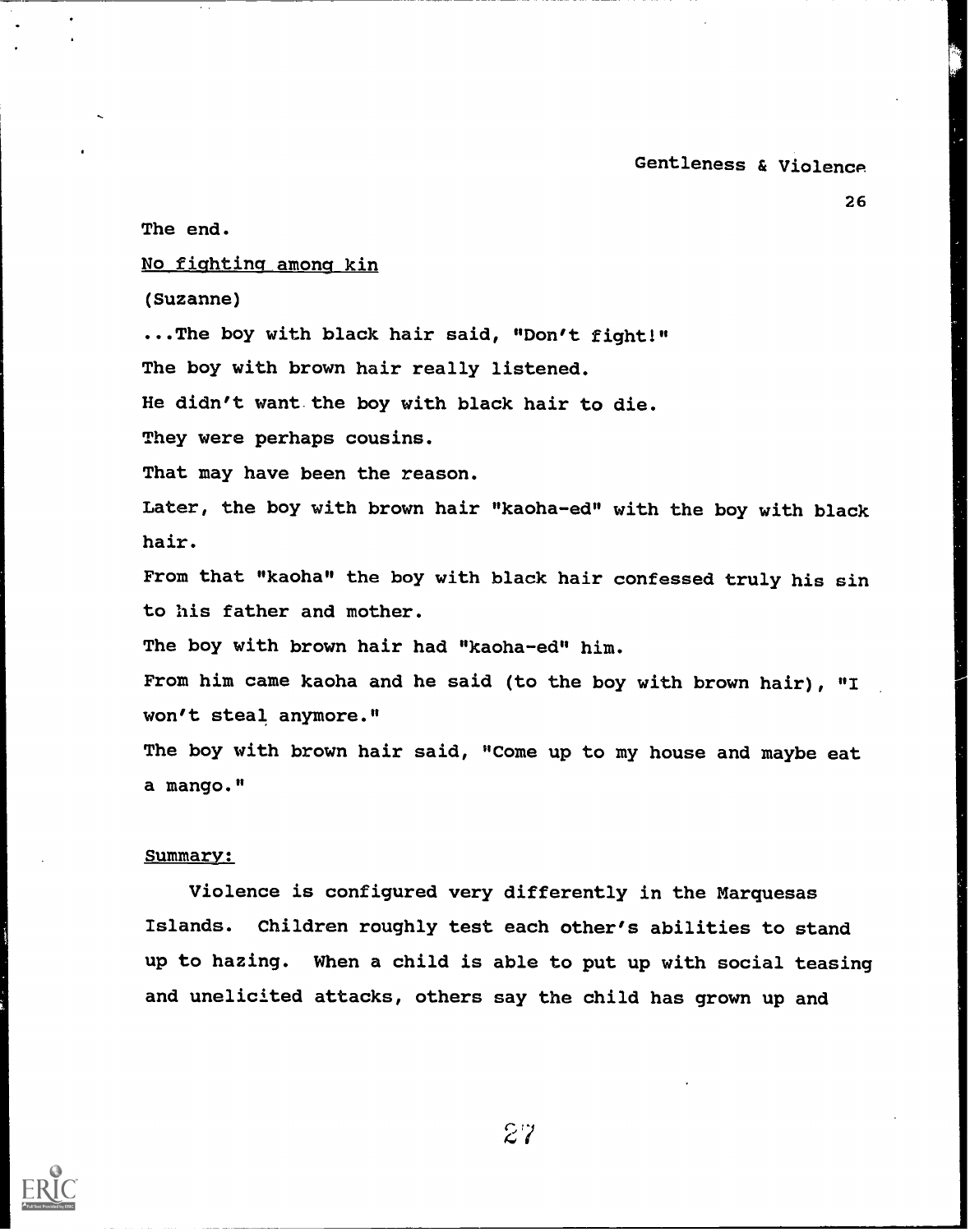The end.

No fighting among kin

(Suzanne)

...The boy with black hair said, "Don't fight!"

The boy with brown hair really listened.

He didn't want the boy with black hair to die.

They were perhaps cousins.

That may have been the reason.

Later, the boy with brown hair "kaoha-ed" with the boy with black hair.

From that "kaoha" the boy with black hair confessed truly his sin to his father and mother.

The boy with brown hair had "kaoha-ed" him.

From him came kaoha and he said (to the boy with brown hair), "I won't steal anymore."

The boy with brown hair said, "Come up to my house and maybe eat a mango."

Summary:

Violence is configured very differently in the Marquesas Islands. Children roughly test each other's abilities to stand up to hazing. When a child is able to put up with social teasing and unelicited attacks, others say the child has grown up and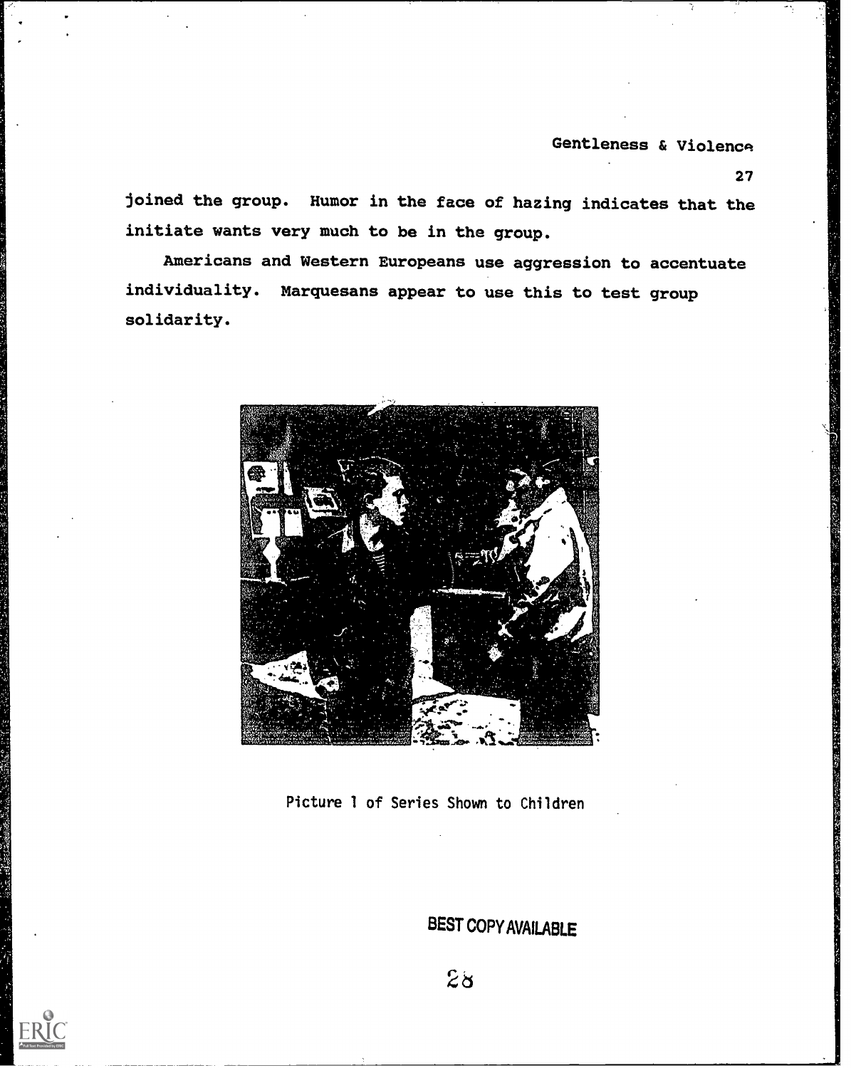joined the group. Humor in the face of hazing indicates that the initiate wants very much to be in the group.

Americans and Western Europeans use aggression to accentuate individuality. Marquesans appear to use this to test group solidarity.

Picture 1 of Series Shown to Children

BEST COPY AVAILABLE